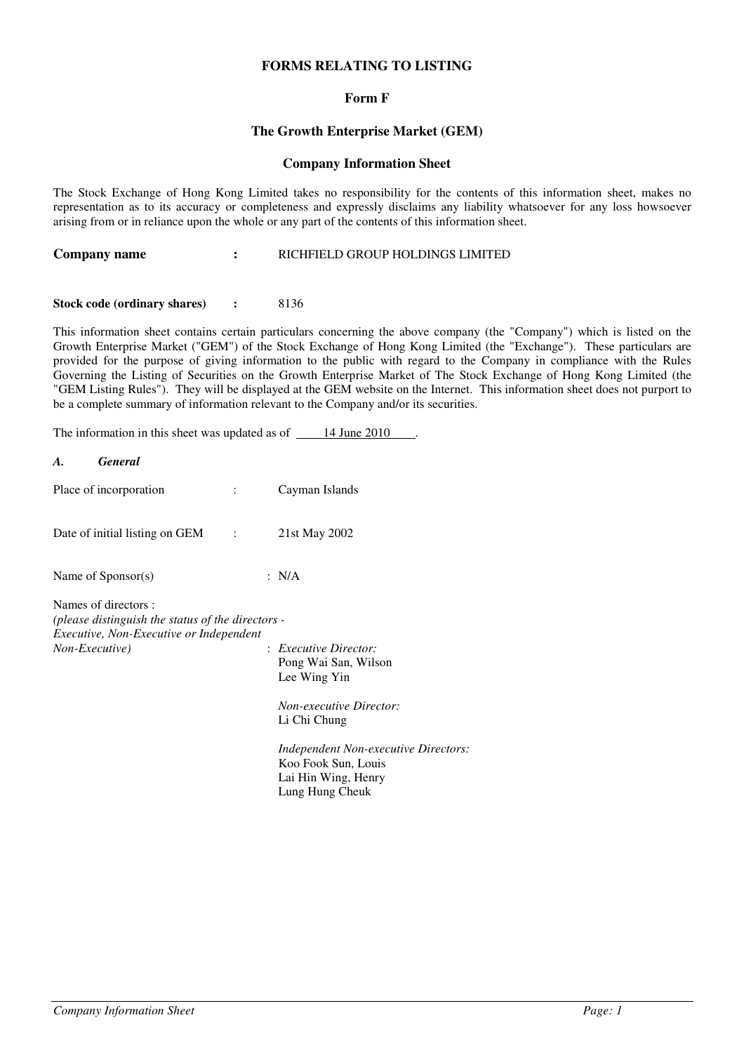# FORMS RELATING TO LISTING

## Form F

## The Growth Enterprise Market (GEM)

## Company Information Sheet

The Stock Exchange of Hong Kong Limited takes no responsibility for the contents of this information sheet, makes no representation as to its accuracy or completeness and expressly disclaims any liability whatsoever for any loss howsoever arising from or in reliance upon the whole or any part of the contents of this information sheet.

**Company name** **:** RICHFIELD GROUP HOLDINGS LIMITED

**Stock code (ordinary shares)** **:** 8136

This information sheet contains certain particulars concerning the above company (the "Company") which is listed on the Growth Enterprise Market ("GEM") of the Stock Exchange of Hong Kong Limited (the "Exchange"). These particulars are provided for the purpose of giving information to the public with regard to the Company in compliance with the Rules Governing the Listing of Securities on the Growth Enterprise Market of The Stock Exchange of Hong Kong Limited (the "GEM Listing Rules"). They will be displayed at the GEM website on the Internet. This information sheet does not purport to be a complete summary of information relevant to the Company and/or its securities.

The information in this sheet was updated as of 14 June 2010.

***A. General***

Place of incorporation : Cayman Islands

Date of initial listing on GEM : 21st May 2002

Name of Sponsor(s) : N/A

Names of directors :
*(please distinguish the status of the directors - Executive, Non-Executive or Independent Non-Executive)* :

*Executive Director:*
Pong Wai San, Wilson
Lee Wing Yin

*Non-executive Director:*
Li Chi Chung

*Independent Non-executive Directors:*
Koo Fook Sun, Louis
Lai Hin Wing, Henry
Lung Hung Cheuk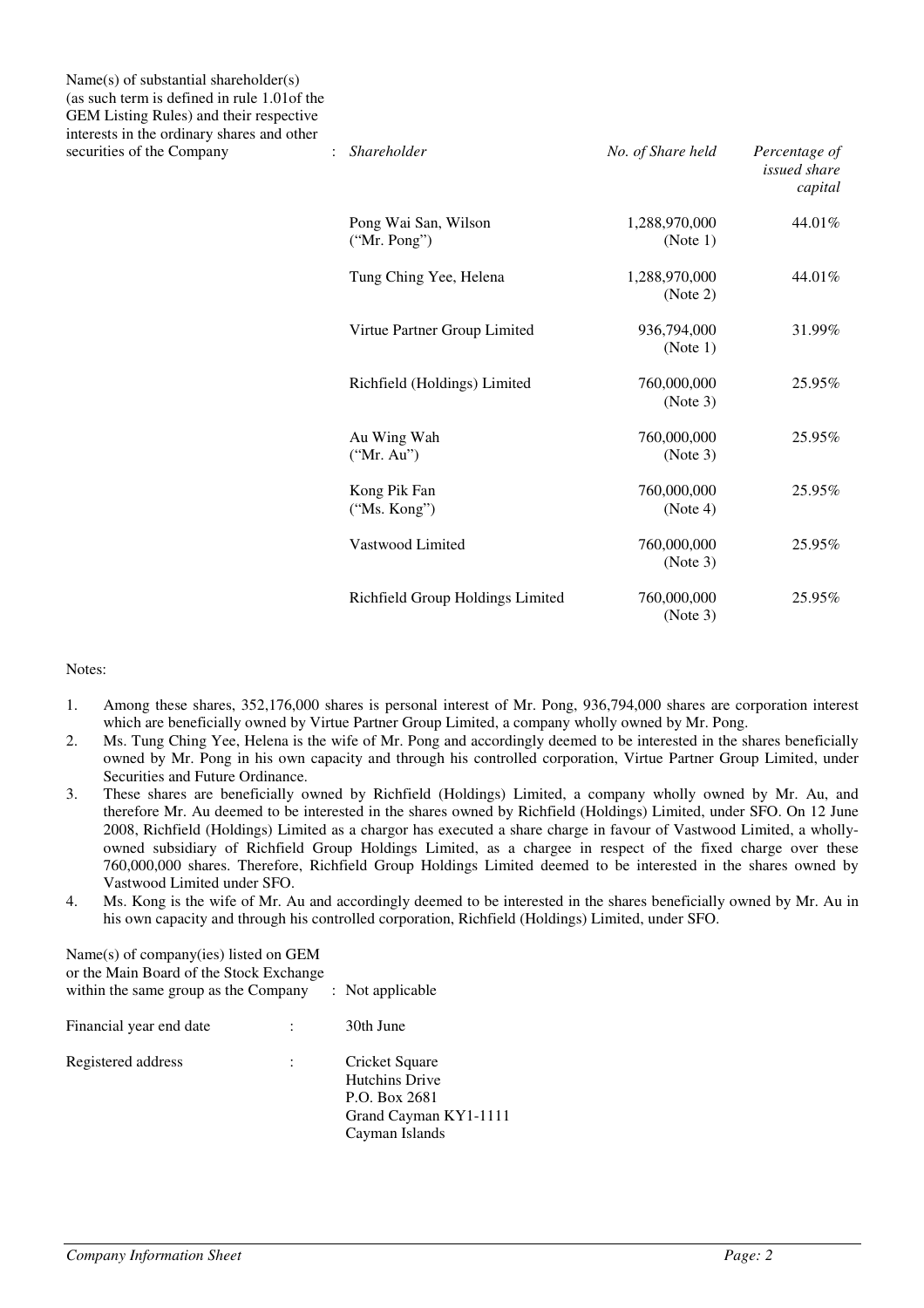Name(s) of substantial shareholder(s) (as such term is defined in rule 1.01of the GEM Listing Rules) and their respective interests in the ordinary shares and other securities of the Company :

| *Shareholder* | *No. of Share held* | *Percentage of issued share capital* |
|---|---|---|
| Pong Wai San, Wilson ("Mr. Pong") | 1,288,970,000 (Note 1) | 44.01% |
| Tung Ching Yee, Helena | 1,288,970,000 (Note 2) | 44.01% |
| Virtue Partner Group Limited | 936,794,000 (Note 1) | 31.99% |
| Richfield (Holdings) Limited | 760,000,000 (Note 3) | 25.95% |
| Au Wing Wah ("Mr. Au") | 760,000,000 (Note 3) | 25.95% |
| Kong Pik Fan ("Ms. Kong") | 760,000,000 (Note 4) | 25.95% |
| Vastwood Limited | 760,000,000 (Note 3) | 25.95% |
| Richfield Group Holdings Limited | 760,000,000 (Note 3) | 25.95% |

Notes:

1. Among these shares, 352,176,000 shares is personal interest of Mr. Pong, 936,794,000 shares are corporation interest which are beneficially owned by Virtue Partner Group Limited, a company wholly owned by Mr. Pong.
2. Ms. Tung Ching Yee, Helena is the wife of Mr. Pong and accordingly deemed to be interested in the shares beneficially owned by Mr. Pong in his own capacity and through his controlled corporation, Virtue Partner Group Limited, under Securities and Future Ordinance.
3. These shares are beneficially owned by Richfield (Holdings) Limited, a company wholly owned by Mr. Au, and therefore Mr. Au deemed to be interested in the shares owned by Richfield (Holdings) Limited, under SFO. On 12 June 2008, Richfield (Holdings) Limited as a chargor has executed a share charge in favour of Vastwood Limited, a wholly-owned subsidiary of Richfield Group Holdings Limited, as a chargee in respect of the fixed charge over these 760,000,000 shares. Therefore, Richfield Group Holdings Limited deemed to be interested in the shares owned by Vastwood Limited under SFO.
4. Ms. Kong is the wife of Mr. Au and accordingly deemed to be interested in the shares beneficially owned by Mr. Au in his own capacity and through his controlled corporation, Richfield (Holdings) Limited, under SFO.

Name(s) of company(ies) listed on GEM or the Main Board of the Stock Exchange within the same group as the Company : Not applicable

Financial year end date : 30th June

Registered address : Cricket Square
Hutchins Drive
P.O. Box 2681
Grand Cayman KY1-1111
Cayman Islands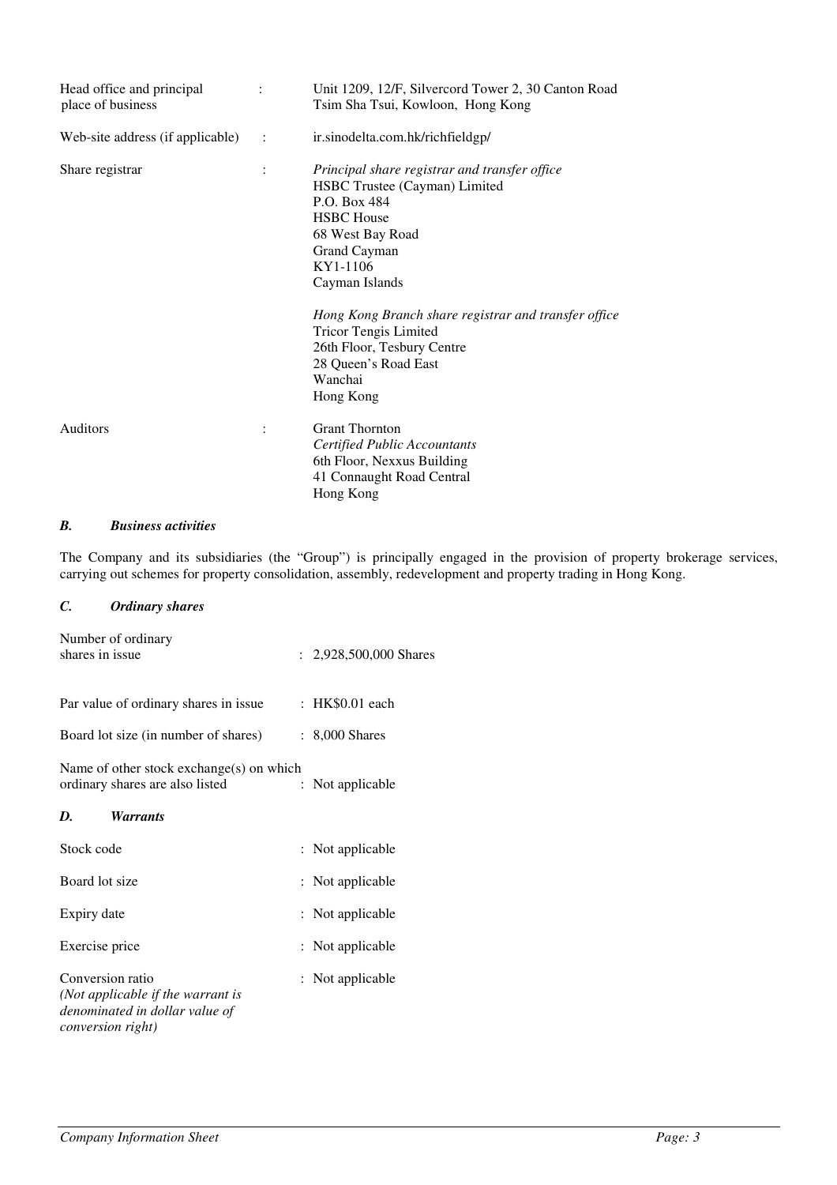| | | |
|---|---|---|
| Head office and principal place of business | : | Unit 1209, 12/F, Silvercord Tower 2, 30 Canton Road<br>Tsim Sha Tsui, Kowloon, Hong Kong |
| Web-site address (if applicable) | : | ir.sinodelta.com.hk/richfieldgp/ |
| Share registrar | : | *Principal share registrar and transfer office*<br>HSBC Trustee (Cayman) Limited<br>P.O. Box 484<br>HSBC House<br>68 West Bay Road<br>Grand Cayman<br>KY1-1106<br>Cayman Islands<br><br>*Hong Kong Branch share registrar and transfer office*<br>Tricor Tengis Limited<br>26th Floor, Tesbury Centre<br>28 Queen's Road East<br>Wanchai<br>Hong Kong |
| Auditors | : | Grant Thornton<br>*Certified Public Accountants*<br>6th Floor, Nexxus Building<br>41 Connaught Road Central<br>Hong Kong |

### *B. Business activities*

The Company and its subsidiaries (the "Group") is principally engaged in the provision of property brokerage services, carrying out schemes for property consolidation, assembly, redevelopment and property trading in Hong Kong.

### *C. Ordinary shares*

| | |
|---|---|
| Number of ordinary shares in issue | : 2,928,500,000 Shares |
| Par value of ordinary shares in issue | : HK$0.01 each |
| Board lot size (in number of shares) | : 8,000 Shares |
| Name of other stock exchange(s) on which ordinary shares are also listed | : Not applicable |

### *D. Warrants*

| | |
|---|---|
| Stock code | : Not applicable |
| Board lot size | : Not applicable |
| Expiry date | : Not applicable |
| Exercise price | : Not applicable |
| Conversion ratio<br>*(Not applicable if the warrant is denominated in dollar value of conversion right)* | : Not applicable |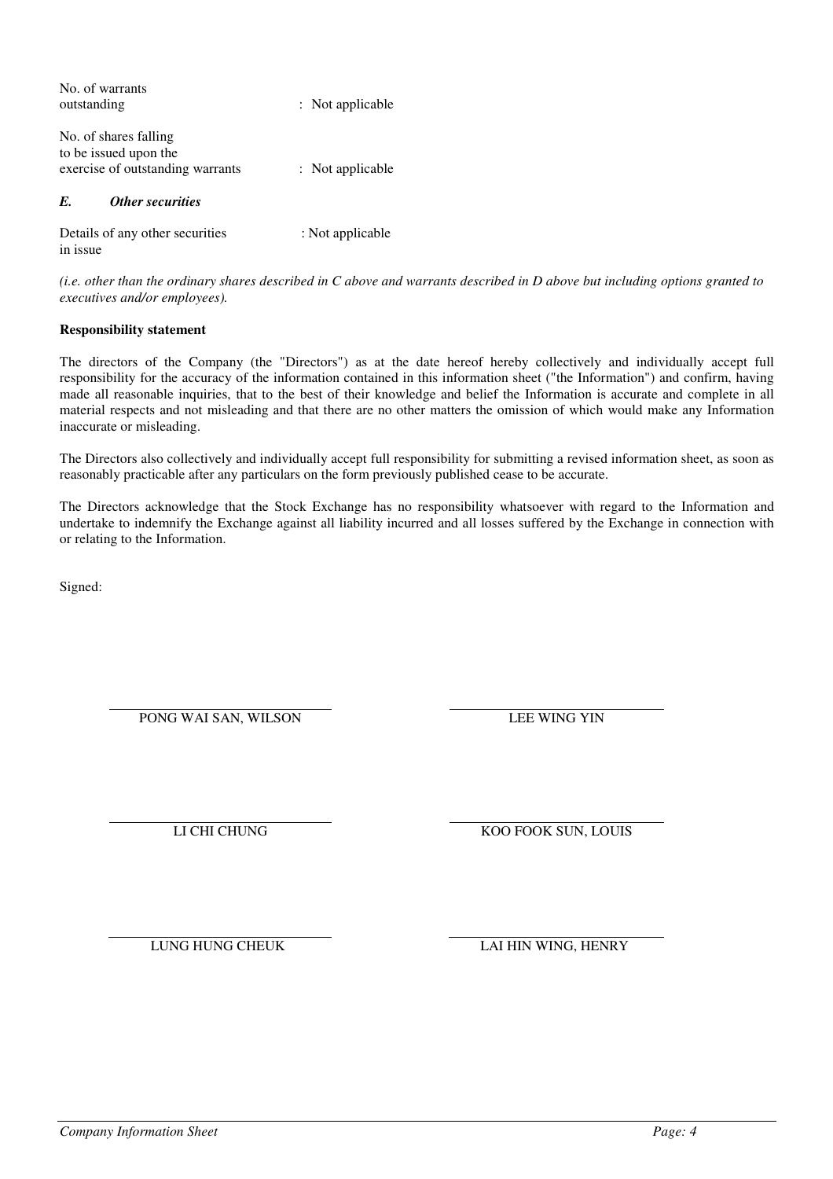No. of warrants outstanding : Not applicable

No. of shares falling to be issued upon the exercise of outstanding warrants : Not applicable

### *E. Other securities*

Details of any other securities in issue : Not applicable

*(i.e. other than the ordinary shares described in C above and warrants described in D above but including options granted to executives and/or employees).*

**Responsibility statement**

The directors of the Company (the "Directors") as at the date hereof hereby collectively and individually accept full responsibility for the accuracy of the information contained in this information sheet ("the Information") and confirm, having made all reasonable inquiries, that to the best of their knowledge and belief the Information is accurate and complete in all material respects and not misleading and that there are no other matters the omission of which would make any Information inaccurate or misleading.

The Directors also collectively and individually accept full responsibility for submitting a revised information sheet, as soon as reasonably practicable after any particulars on the form previously published cease to be accurate.

The Directors acknowledge that the Stock Exchange has no responsibility whatsoever with regard to the Information and undertake to indemnify the Exchange against all liability incurred and all losses suffered by the Exchange in connection with or relating to the Information.

Signed:

PONG WAI SAN, WILSON

LEE WING YIN

LI CHI CHUNG

KOO FOOK SUN, LOUIS

LUNG HUNG CHEUK

LAI HIN WING, HENRY